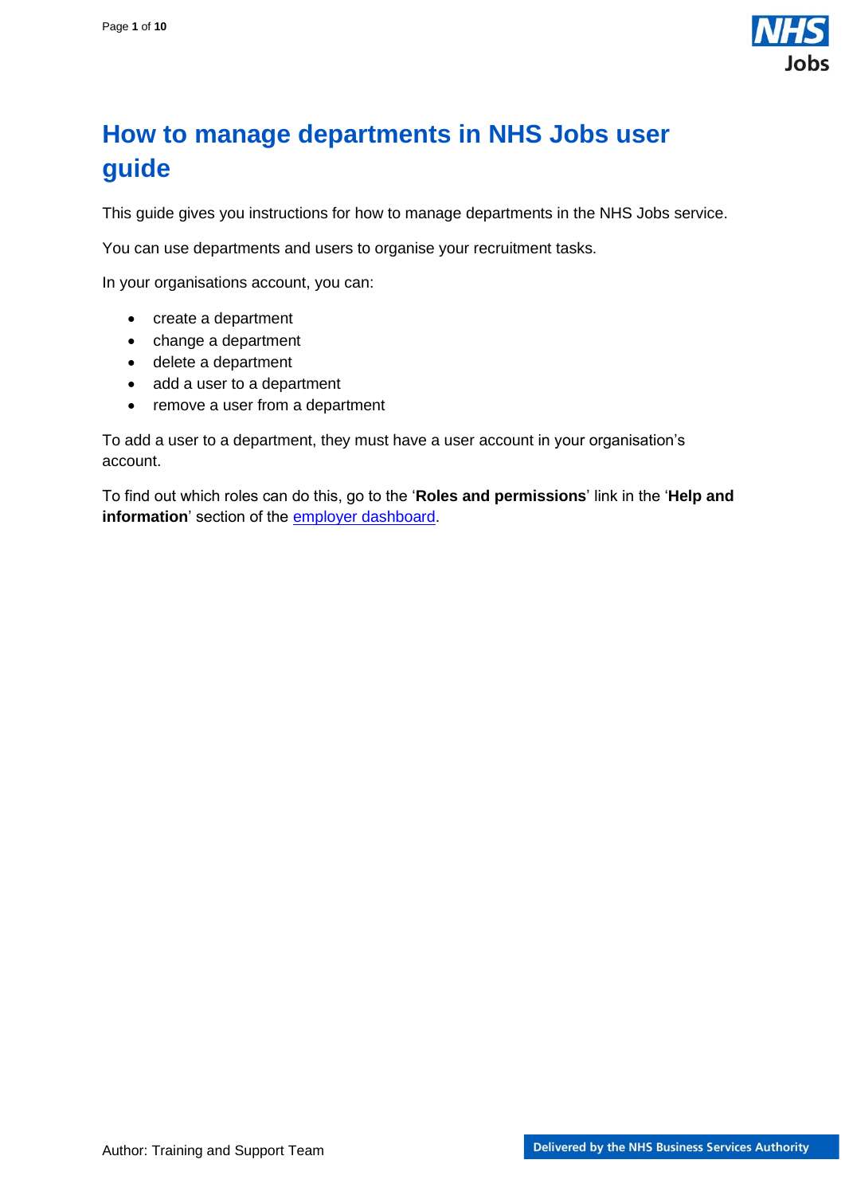# How to manage departments in NHS Jobs user guide

This guide gives you instructions for how to manage departments in the NHS Jobs service.

You can use departments and users to organise your recruitment tasks.

In your organisations account, you can:

- create a department
- change a department
- delete a department
- add a user to a department
- remove a user from a department

To add a user to a department, they must have a user account in your organisation's account.

To find out which roles can do this, go to the '**Roles and permissions**' link in the '**Help and information**' section of the [employer dashboard](employer dashboard).

Author: Training and Support Team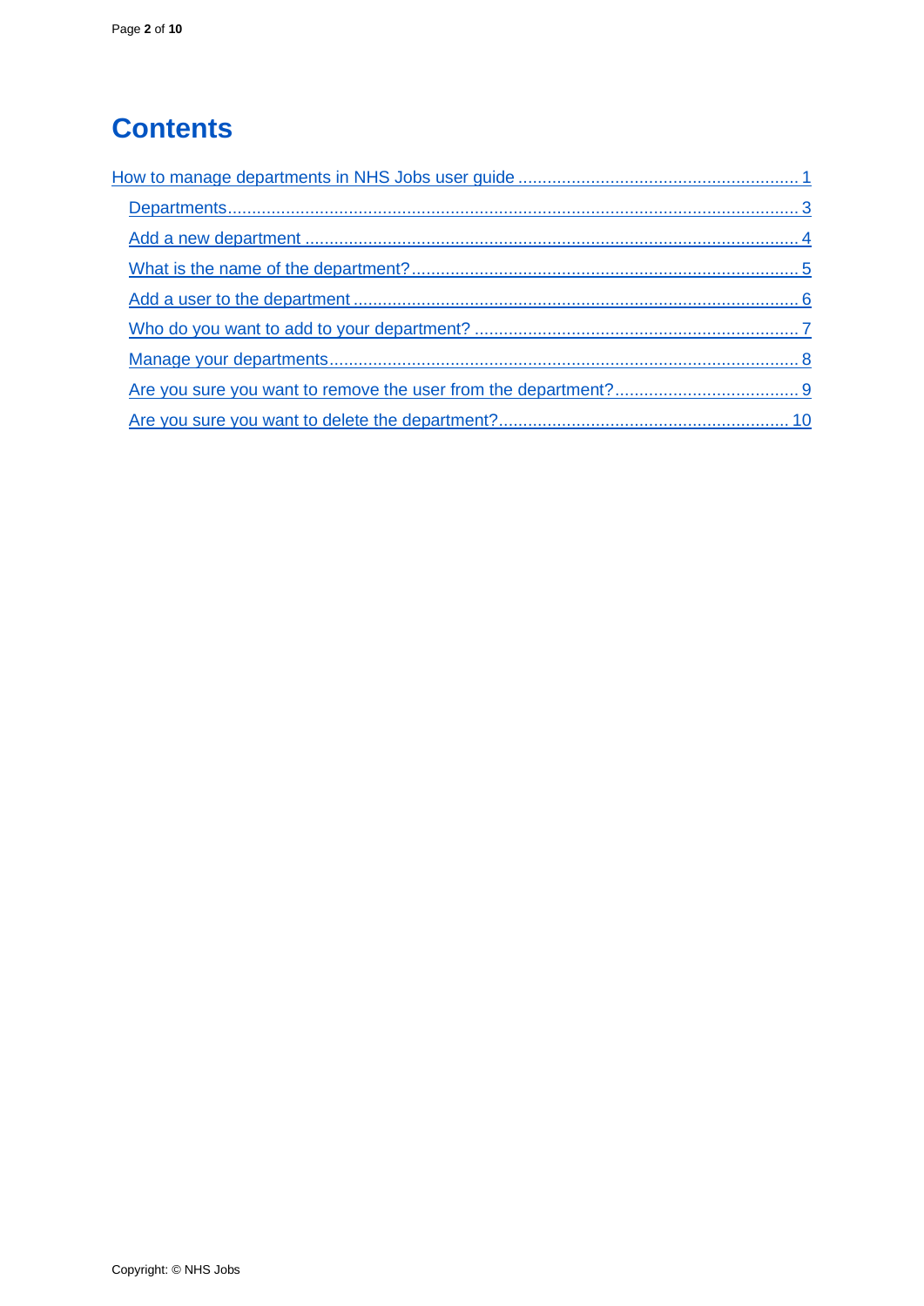# Contents

[How to manage departments in NHS Jobs user guide](#) ........................................................ 1

- [Departments](#) ........................................................................................................................ 3
- [Add a new department](#) ...................................................................................................... 4
- [What is the name of the department?](#) ................................................................................ 5
- [Add a user to the department](#) ............................................................................................ 6
- [Who do you want to add to your department?](#) .................................................................... 7
- [Manage your departments](#) .................................................................................................. 8
- [Are you sure you want to remove the user from the department?](#) ....................................... 9
- [Are you sure you want to delete the department?](#) ............................................................. 10

Copyright: © NHS Jobs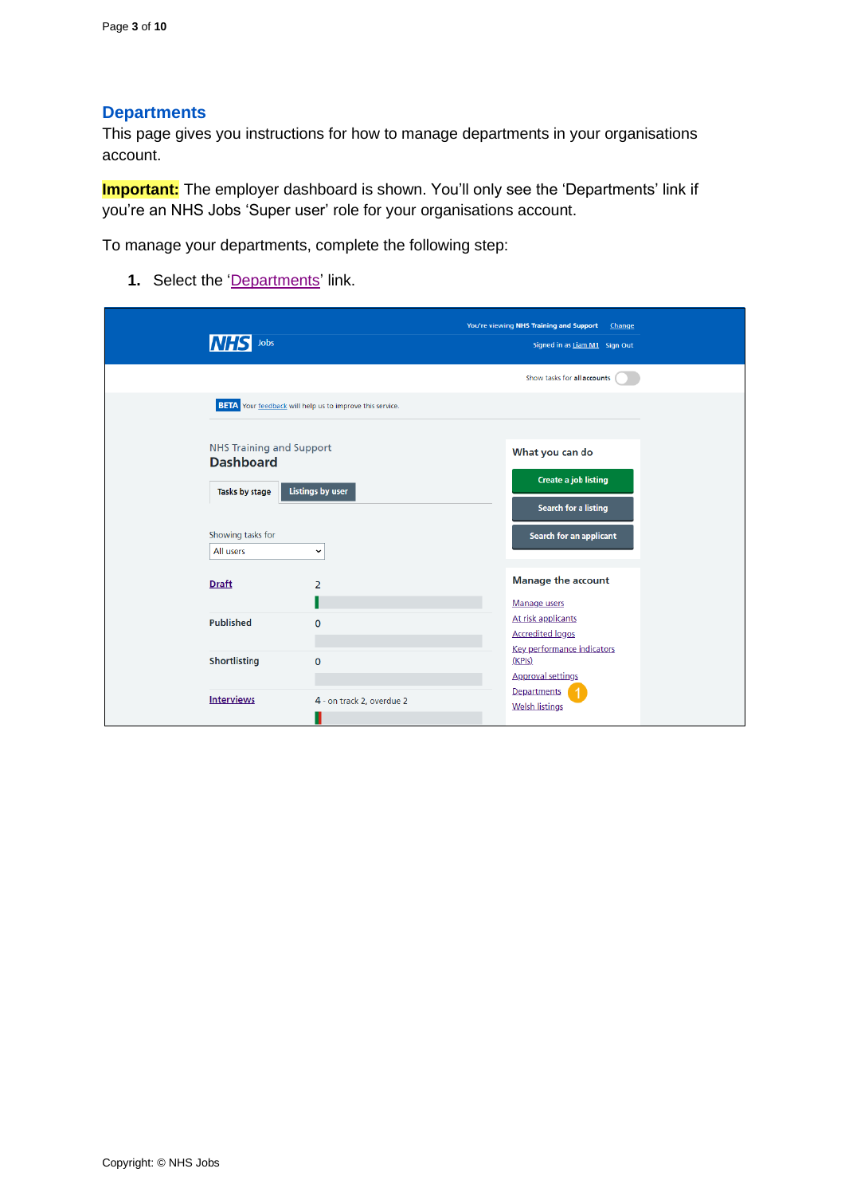## Departments

This page gives you instructions for how to manage departments in your organisations account.

**Important:** The employer dashboard is shown. You'll only see the 'Departments' link if you're an NHS Jobs 'Super user' role for your organisations account.

To manage your departments, complete the following step:

1. Select the 'Departments' link.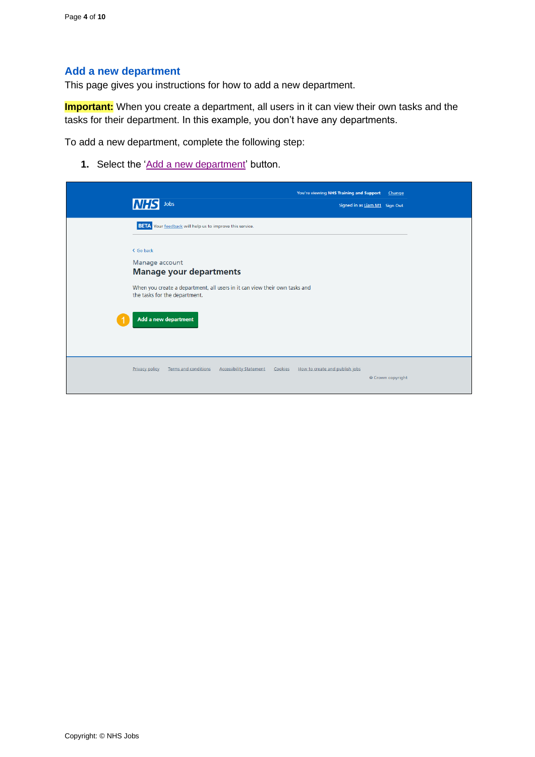## Add a new department

This page gives you instructions for how to add a new department.

**Important:** When you create a department, all users in it can view their own tasks and the tasks for their department. In this example, you don't have any departments.

To add a new department, complete the following step:

1. Select the 'Add a new department' button.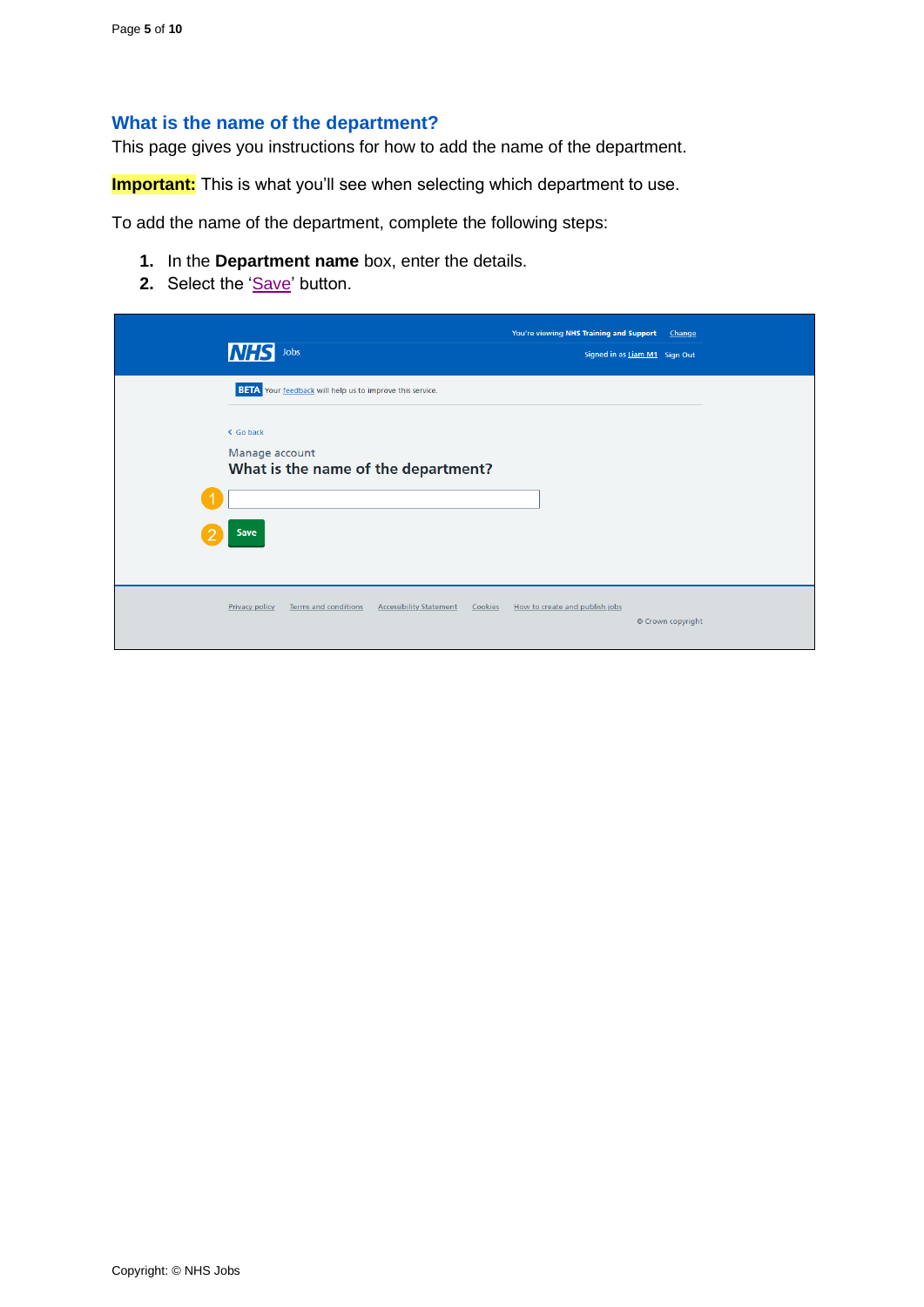## What is the name of the department?

This page gives you instructions for how to add the name of the department.

**Important:** This is what you'll see when selecting which department to use.

To add the name of the department, complete the following steps:

1. In the **Department name** box, enter the details.
2. Select the 'Save' button.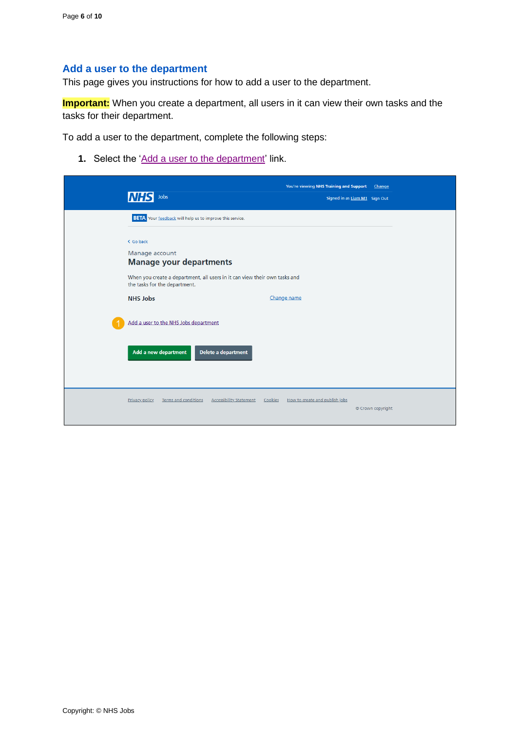## Add a user to the department

This page gives you instructions for how to add a user to the department.

**Important:** When you create a department, all users in it can view their own tasks and the tasks for their department.

To add a user to the department, complete the following steps:

1. Select the 'Add a user to the department' link.

You're viewing NHS Training and Support Change

NHS Jobs

Signed in as Liam M1 Sign Out

BETA Your feedback will help us to improve this service.

Go back

Manage account

**Manage your departments**

When you create a department, all users in it can view their own tasks and the tasks for the department.

**NHS Jobs** Change name

1 Add a user to the NHS Jobs department

Add a new department | Delete a department

Privacy policy | Terms and conditions | Accessibility Statement | Cookies | How to create and publish jobs

© Crown copyright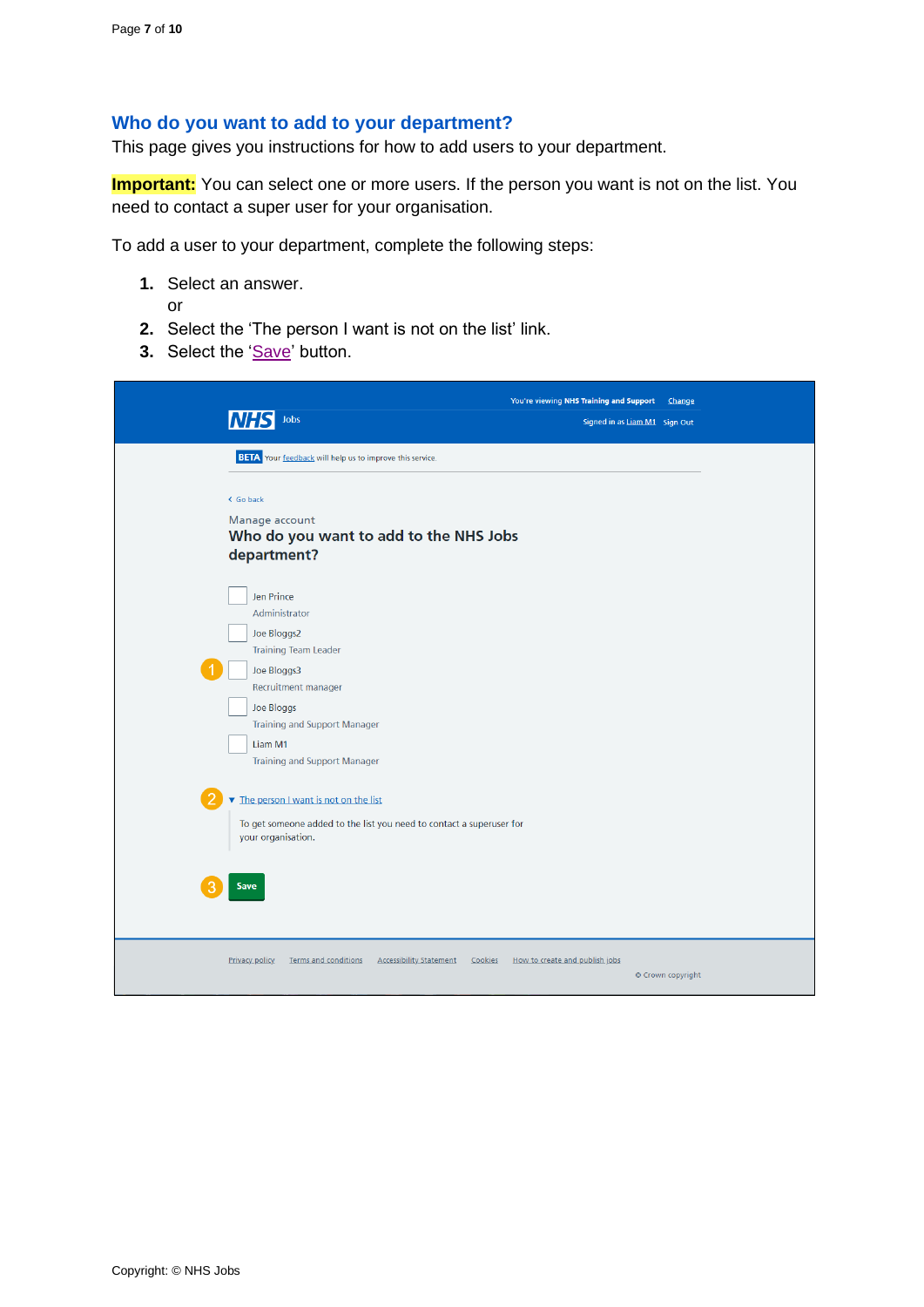## Who do you want to add to your department?

This page gives you instructions for how to add users to your department.

**Important:** You can select one or more users. If the person you want is not on the list. You need to contact a super user for your organisation.

To add a user to your department, complete the following steps:

1. Select an answer.
   or
2. Select the 'The person I want is not on the list' link.
3. Select the 'Save' button.

You're viewing NHS Training and Support Change

NHS Jobs

Signed in as Liam M1 Sign Out

BETA Your feedback will help us to improve this service.

Go back

Manage account

**Who do you want to add to the NHS Jobs department?**

- Jen Prince
  Administrator
- Joe Bloggs2
  Training Team Leader
- Joe Bloggs3
  Recruitment manager
- Joe Bloggs
  Training and Support Manager
- Liam M1
  Training and Support Manager

The person I want is not on the list

To get someone added to the list you need to contact a superuser for your organisation.

Save

Privacy policy Terms and conditions Accessibility Statement Cookies How to create and publish jobs

© Crown copyright

Copyright: © NHS Jobs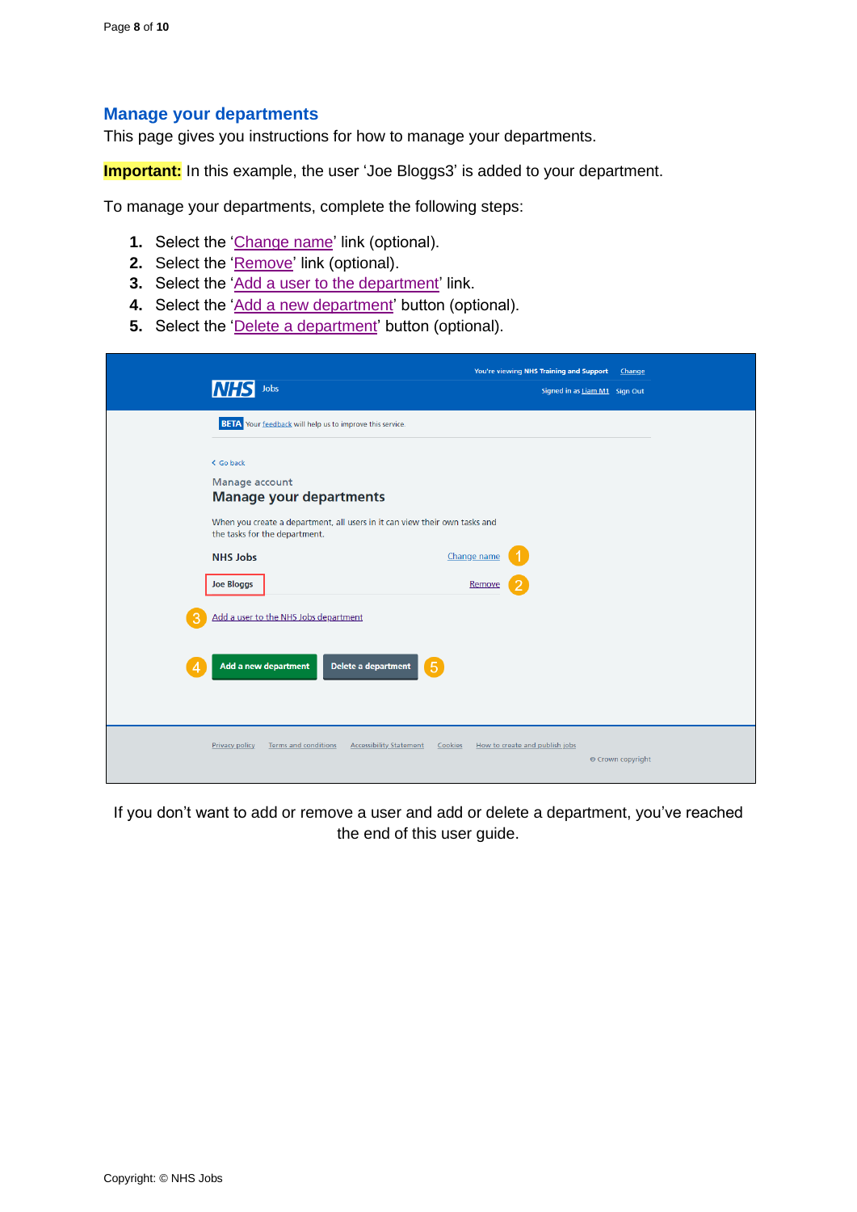## Manage your departments

This page gives you instructions for how to manage your departments.

**Important:** In this example, the user ‘Joe Bloggs3’ is added to your department.

To manage your departments, complete the following steps:

1. Select the ‘Change name’ link (optional).
2. Select the ‘Remove’ link (optional).
3. Select the ‘Add a user to the department’ link.
4. Select the ‘Add a new department’ button (optional).
5. Select the ‘Delete a department’ button (optional).

If you don’t want to add or remove a user and add or delete a department, you’ve reached the end of this user guide.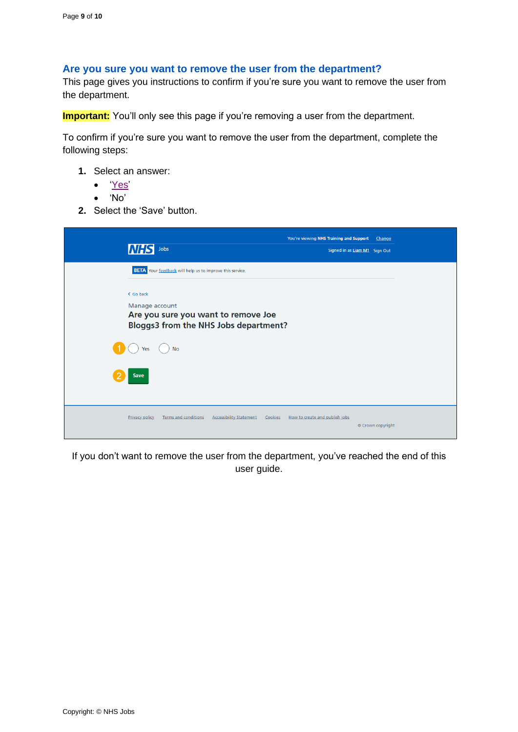## Are you sure you want to remove the user from the department?

This page gives you instructions to confirm if you're sure you want to remove the user from the department.

**Important:** You'll only see this page if you're removing a user from the department.

To confirm if you're sure you want to remove the user from the department, complete the following steps:

1. Select an answer:
    - 'Yes'
    - 'No'
2. Select the 'Save' button.

If you don't want to remove the user from the department, you've reached the end of this user guide.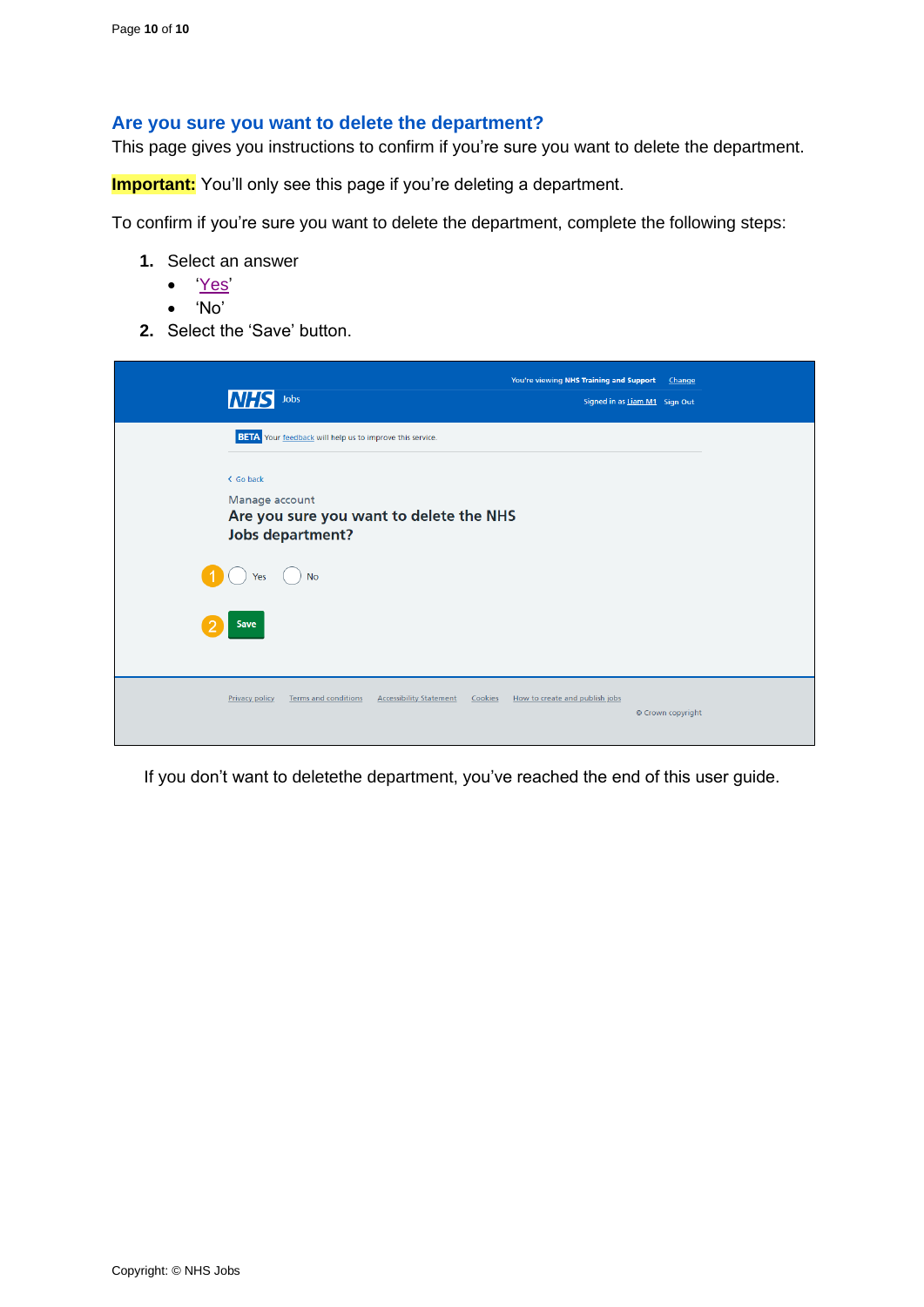## Are you sure you want to delete the department?

This page gives you instructions to confirm if you're sure you want to delete the department.

**Important:** You'll only see this page if you're deleting a department.

To confirm if you're sure you want to delete the department, complete the following steps:

1. Select an answer
   - 'Yes'
   - 'No'
2. Select the 'Save' button.

If you don't want to deletethe department, you've reached the end of this user guide.